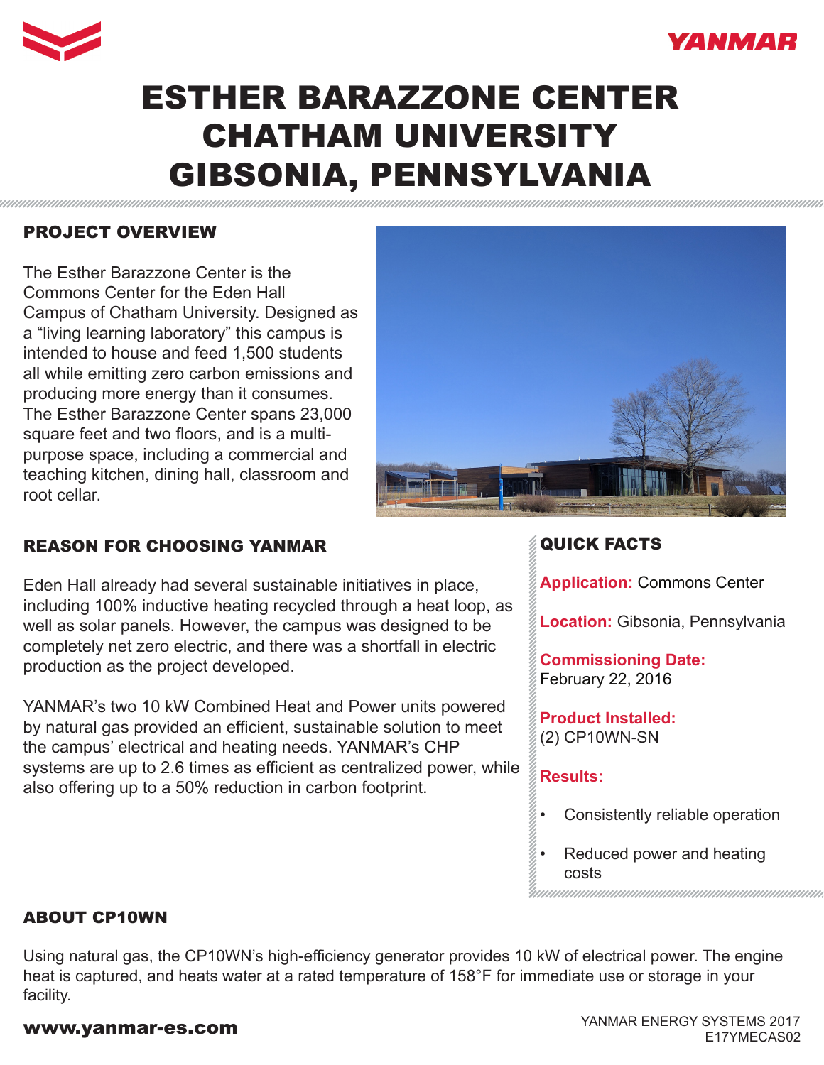# ESTHER BARAZZONE CENTER CHATHAM UNIVERSITY GIBSONIA, PENNSYLVANIA

## PROJECT OVERVIEW

The Esther Barazzone Center is the Commons Center for the Eden Hall Campus of Chatham University. Designed as a “living learning laboratory” this campus is intended to house and feed 1,500 students all while emitting zero carbon emissions and producing more energy than it consumes. The Esther Barazzone Center spans 23,000 square feet and two floors, and is a multi-purpose space, including a commercial and teaching kitchen, dining hall, classroom and root cellar.

## REASON FOR CHOOSING YANMAR

Eden Hall already had several sustainable initiatives in place, including 100% inductive heating recycled through a heat loop, as well as solar panels. However, the campus was designed to be completely net zero electric, and there was a shortfall in electric production as the project developed.

YANMAR’s two 10 kW Combined Heat and Power units powered by natural gas provided an efficient, sustainable solution to meet the campus’ electrical and heating needs. YANMAR’s CHP systems are up to 2.6 times as efficient as centralized power, while also offering up to a 50% reduction in carbon footprint.

## QUICK FACTS

**Application:** Commons Center

**Location:** Gibsonia, Pennsylvania

**Commissioning Date:** February 22, 2016

**Product Installed:** (2) CP10WN-SN

**Results:**

- Consistently reliable operation
- Reduced power and heating costs

## ABOUT CP10WN

Using natural gas, the CP10WN’s high-efficiency generator provides 10 kW of electrical power. The engine heat is captured, and heats water at a rated temperature of 158°F for immediate use or storage in your facility.

**www.yanmar-es.com**

YANMAR ENERGY SYSTEMS 2017
E17YMECAS02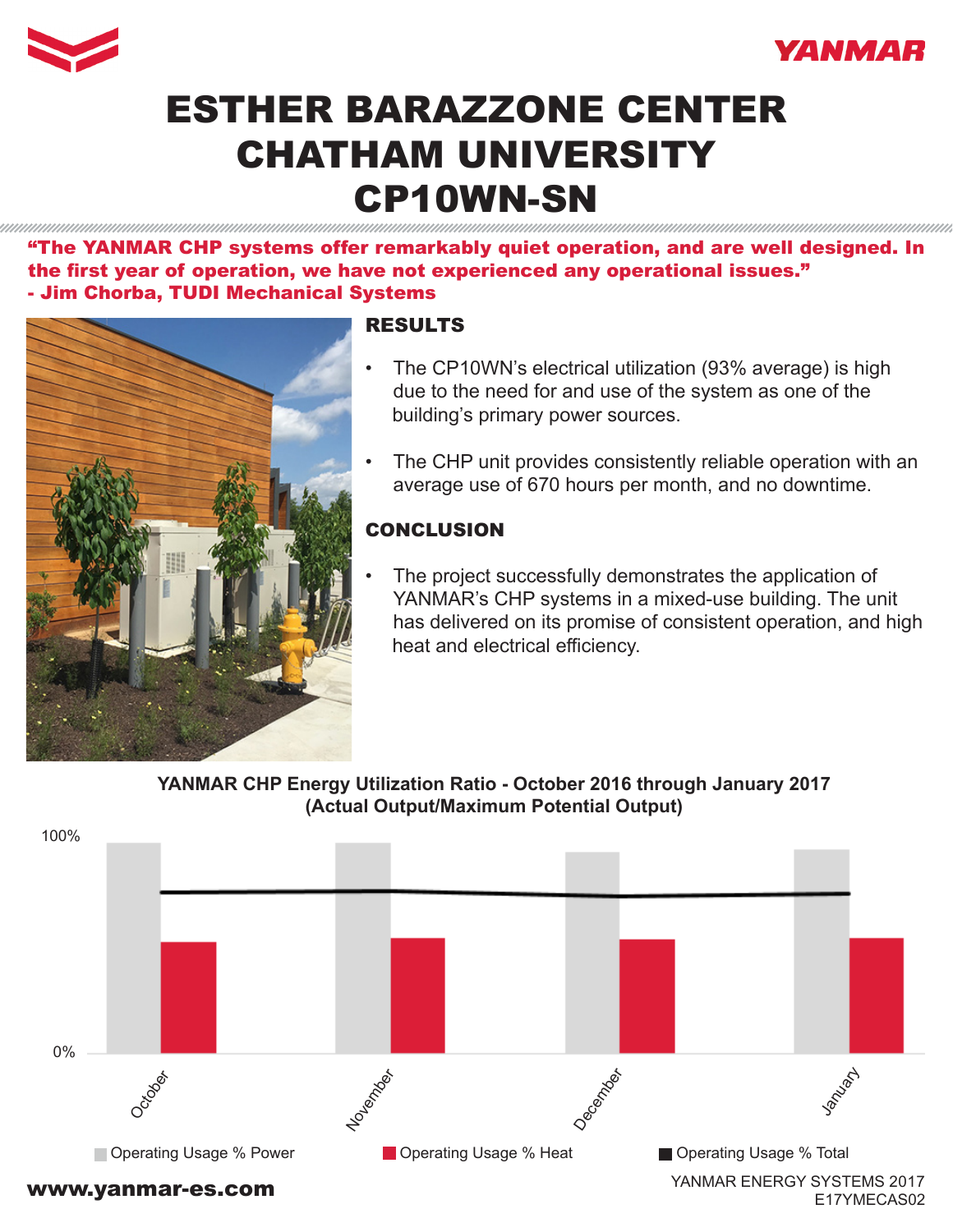# ESTHER BARAZZONE CENTER CHATHAM UNIVERSITY CP10WN-SN

**"The YANMAR CHP systems offer remarkably quiet operation, and are well designed. In the first year of operation, we have not experienced any operational issues."**
**- Jim Chorba, TUDI Mechanical Systems**

## RESULTS

- The CP10WN's electrical utilization (93% average) is high due to the need for and use of the system as one of the building's primary power sources.
- The CHP unit provides consistently reliable operation with an average use of 670 hours per month, and no downtime.

## CONCLUSION

- The project successfully demonstrates the application of YANMAR's CHP systems in a mixed-use building. The unit has delivered on its promise of consistent operation, and high heat and electrical efficiency.

**YANMAR CHP Energy Utilization Ratio - October 2016 through January 2017**
**(Actual Output/Maximum Potential Output)**

100%
0%
October
November
December
January

Operating Usage % Power
Operating Usage % Heat
Operating Usage % Total

www.yanmar-es.com

YANMAR ENERGY SYSTEMS 2017
E17YMECAS02